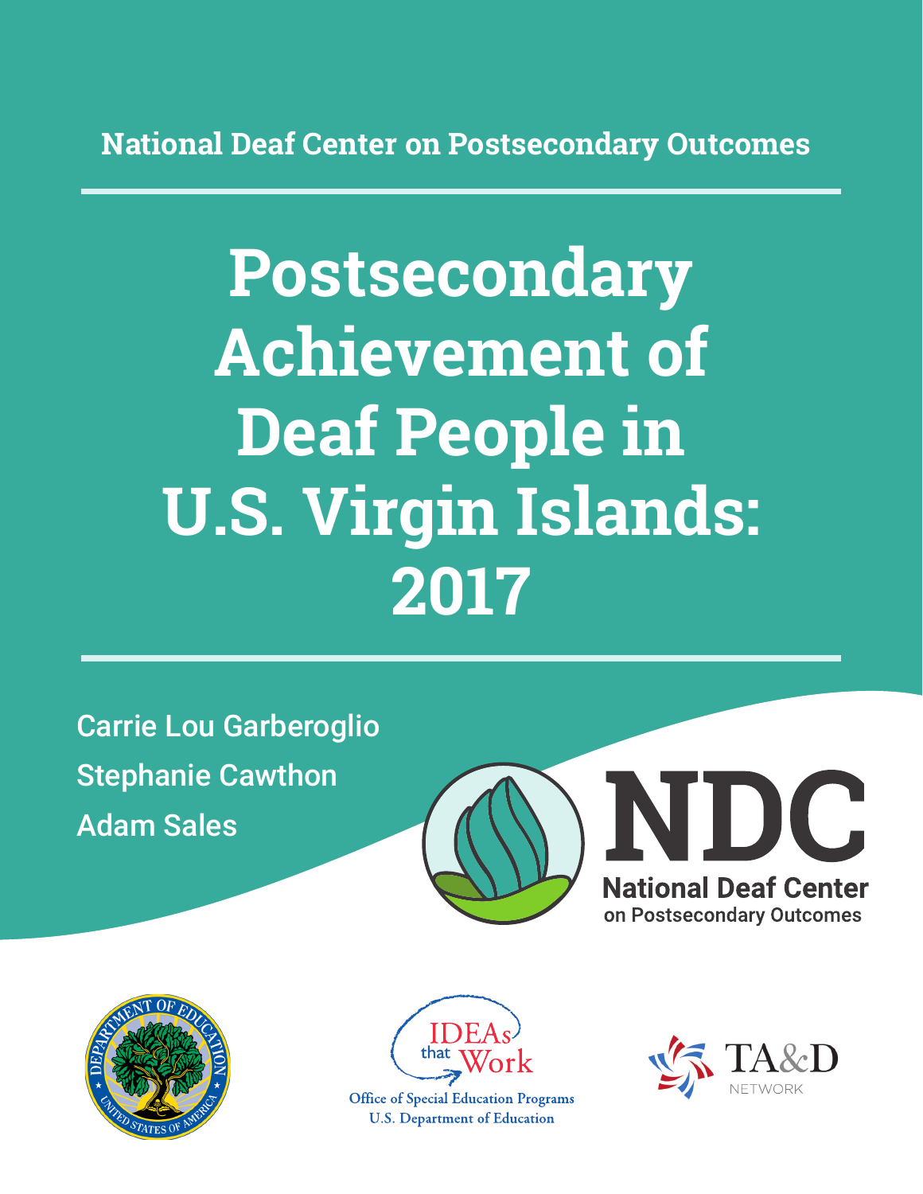National Deaf Center on Postsecondary Outcomes

# Postsecondary Achievement of Deaf People in U.S. Virgin Islands: 2017

Carrie Lou Garberoglio

Stephanie Cawthon

Adam Sales

NDC

National Deaf Center on Postsecondary Outcomes

IDEAs that Work

Office of Special Education Programs
U.S. Department of Education

TA&D NETWORK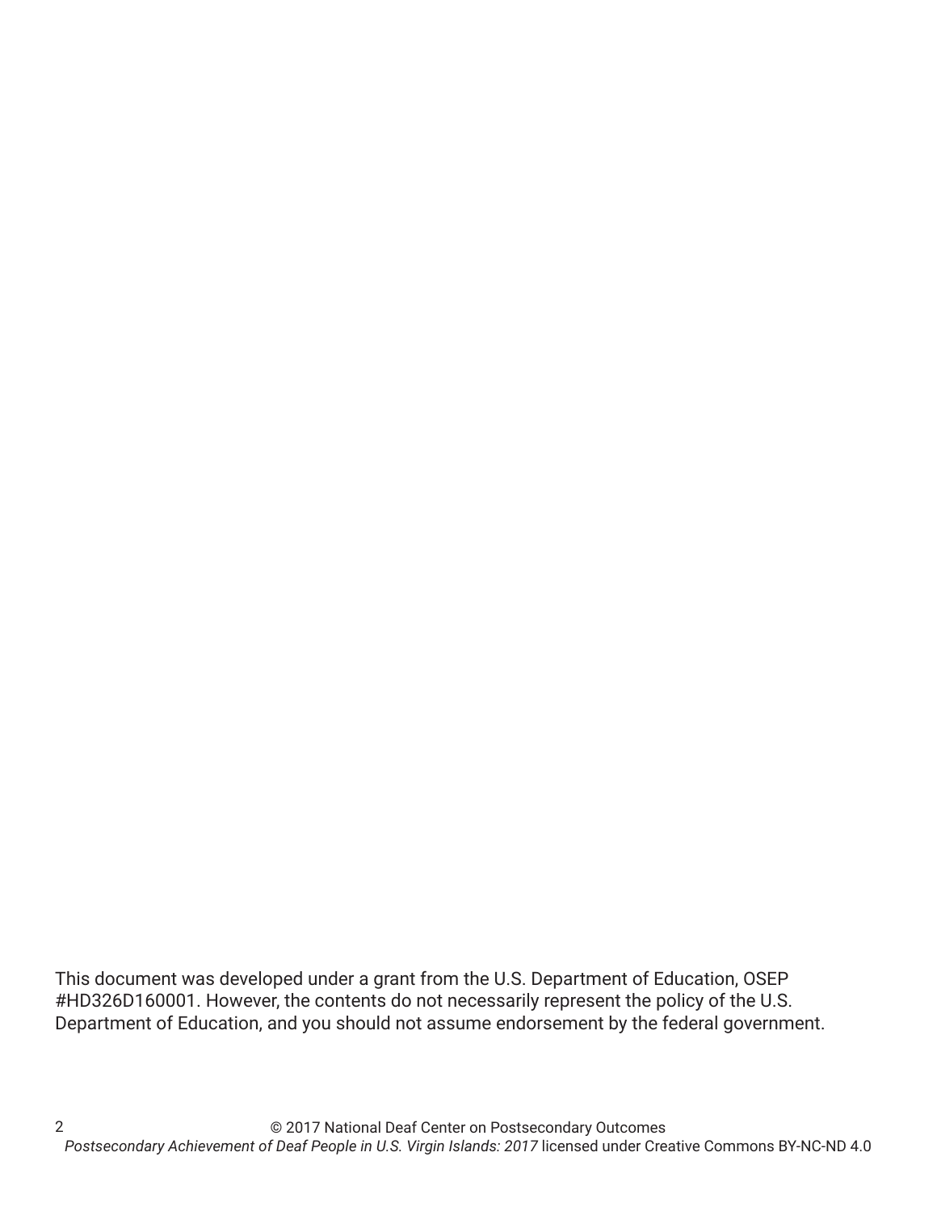This document was developed under a grant from the U.S. Department of Education, OSEP #HD326D160001. However, the contents do not necessarily represent the policy of the U.S. Department of Education, and you should not assume endorsement by the federal government.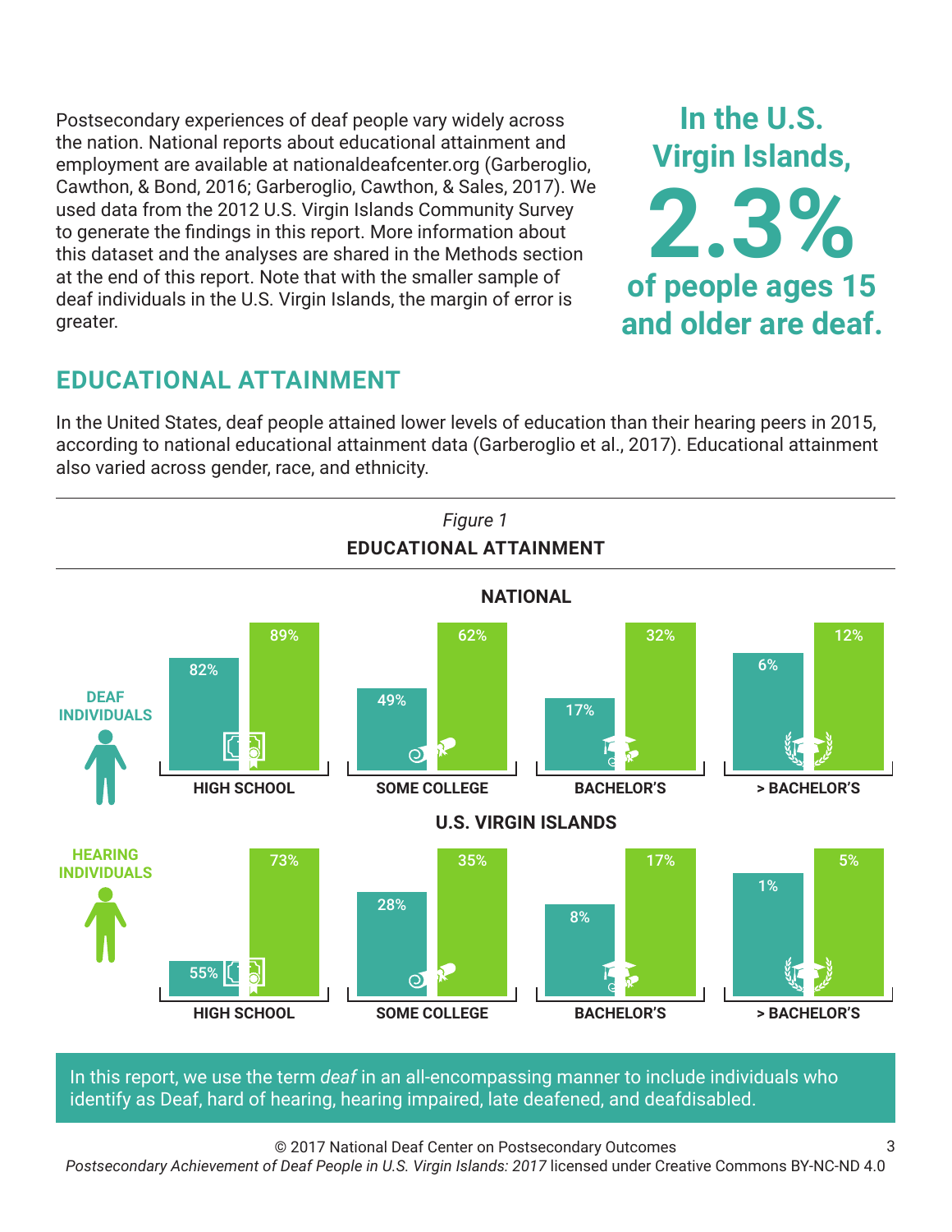Postsecondary experiences of deaf people vary widely across the nation. National reports about educational attainment and employment are available at nationaldeafcenter.org (Garberoglio, Cawthon, & Bond, 2016; Garberoglio, Cawthon, & Sales, 2017). We used data from the 2012 U.S. Virgin Islands Community Survey to generate the findings in this report. More information about this dataset and the analyses are shared in the Methods section at the end of this report. Note that with the smaller sample of deaf individuals in the U.S. Virgin Islands, the margin of error is greater.

**In the U.S. Virgin Islands, 2.3% of people ages 15 and older are deaf.**

## EDUCATIONAL ATTAINMENT

In the United States, deaf people attained lower levels of education than their hearing peers in 2015, according to national educational attainment data (Garberoglio et al., 2017). Educational attainment also varied across gender, race, and ethnicity.

*Figure 1*

**EDUCATIONAL ATTAINMENT**

**NATIONAL**

| | HIGH SCHOOL | SOME COLLEGE | BACHELOR'S | > BACHELOR'S |
|---|---|---|---|---|
| DEAF INDIVIDUALS | 82% | 49% | 17% | 6% |
| HEARING INDIVIDUALS | 89% | 62% | 32% | 12% |

**U.S. VIRGIN ISLANDS**

| | HIGH SCHOOL | SOME COLLEGE | BACHELOR'S | > BACHELOR'S |
|---|---|---|---|---|
| DEAF INDIVIDUALS | 55% | 28% | 8% | 1% |
| HEARING INDIVIDUALS | 73% | 35% | 17% | 5% |

In this report, we use the term *deaf* in an all-encompassing manner to include individuals who identify as Deaf, hard of hearing, hearing impaired, late deafened, and deafdisabled.

© 2017 National Deaf Center on Postsecondary Outcomes
*Postsecondary Achievement of Deaf People in U.S. Virgin Islands: 2017* licensed under Creative Commons BY-NC-ND 4.0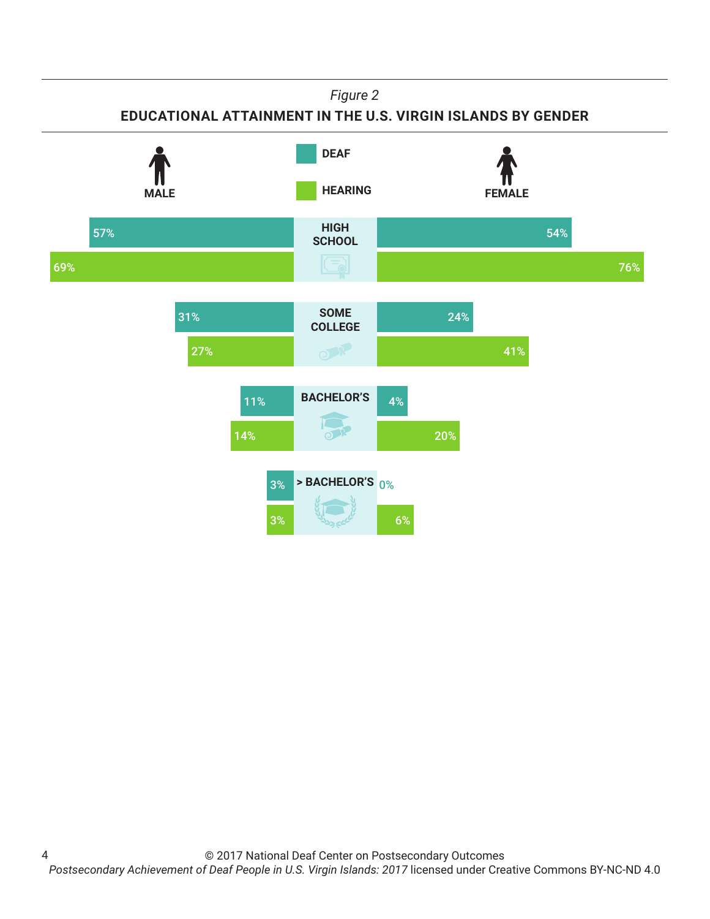*Figure 2*

**EDUCATIONAL ATTAINMENT IN THE U.S. VIRGIN ISLANDS BY GENDER**

| Level | Male – Deaf | Male – Hearing | Female – Deaf | Female – Hearing |
|---|---|---|---|---|
| HIGH SCHOOL | 57% | 69% | 54% | 76% |
| SOME COLLEGE | 31% | 27% | 24% | 41% |
| BACHELOR'S | 11% | 14% | 4% | 20% |
| > BACHELOR'S | 3% | 3% | 0% | 6% |

© 2017 National Deaf Center on Postsecondary Outcomes
*Postsecondary Achievement of Deaf People in U.S. Virgin Islands: 2017* licensed under Creative Commons BY-NC-ND 4.0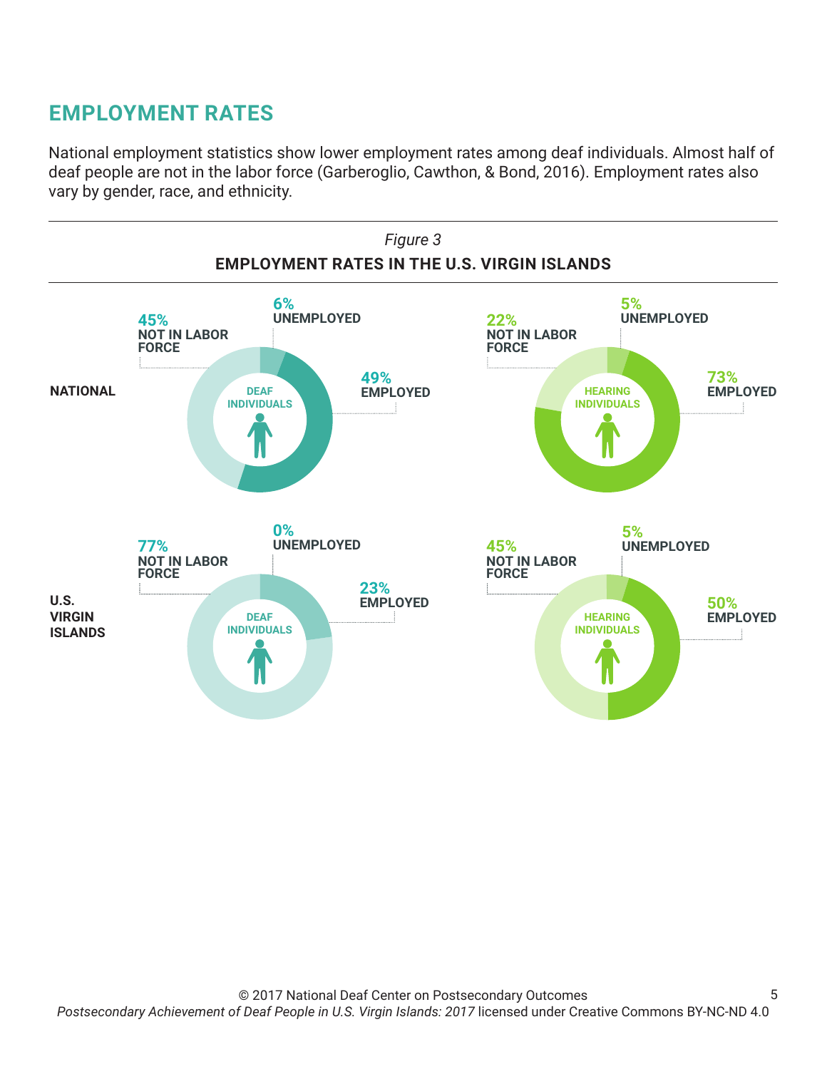## EMPLOYMENT RATES

National employment statistics show lower employment rates among deaf individuals. Almost half of deaf people are not in the labor force (Garberoglio, Cawthon, & Bond, 2016). Employment rates also vary by gender, race, and ethnicity.

*Figure 3*

**EMPLOYMENT RATES IN THE U.S. VIRGIN ISLANDS**

| | Deaf Individuals | | | Hearing Individuals | | |
|---|---|---|---|---|---|---|
| | Employed | Unemployed | Not in Labor Force | Employed | Unemployed | Not in Labor Force |
| **National** | 49% | 6% | 45% | 73% | 5% | 22% |
| **U.S. Virgin Islands** | 23% | 0% | 77% | 50% | 5% | 45% |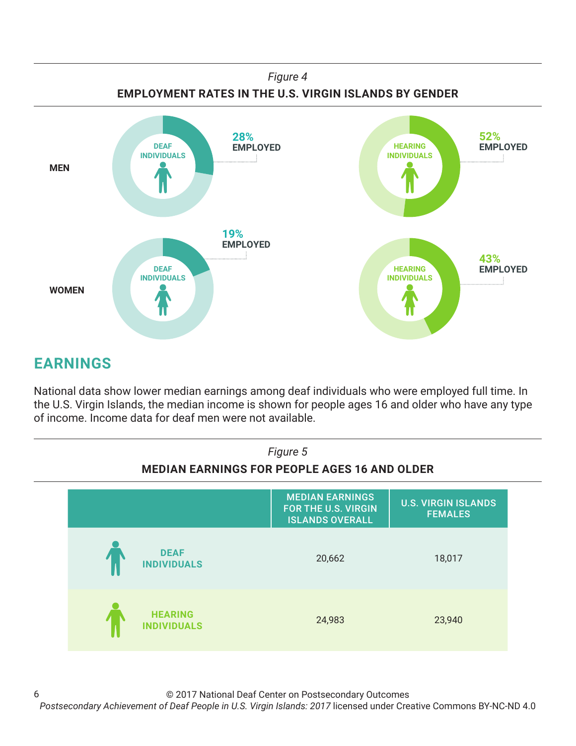*Figure 4*

**EMPLOYMENT RATES IN THE U.S. VIRGIN ISLANDS BY GENDER**

| | Deaf Individuals | Hearing Individuals |
|---|---|---|
| MEN | 28% EMPLOYED | 52% EMPLOYED |
| WOMEN | 19% EMPLOYED | 43% EMPLOYED |

## EARNINGS

National data show lower median earnings among deaf individuals who were employed full time. In the U.S. Virgin Islands, the median income is shown for people ages 16 and older who have any type of income. Income data for deaf men were not available.

*Figure 5*

**MEDIAN EARNINGS FOR PEOPLE AGES 16 AND OLDER**

| | MEDIAN EARNINGS FOR THE U.S. VIRGIN ISLANDS OVERALL | U.S. VIRGIN ISLANDS FEMALES |
|---|---|---|
| DEAF INDIVIDUALS | 20,662 | 18,017 |
| HEARING INDIVIDUALS | 24,983 | 23,940 |

© 2017 National Deaf Center on Postsecondary Outcomes
*Postsecondary Achievement of Deaf People in U.S. Virgin Islands: 2017* licensed under Creative Commons BY-NC-ND 4.0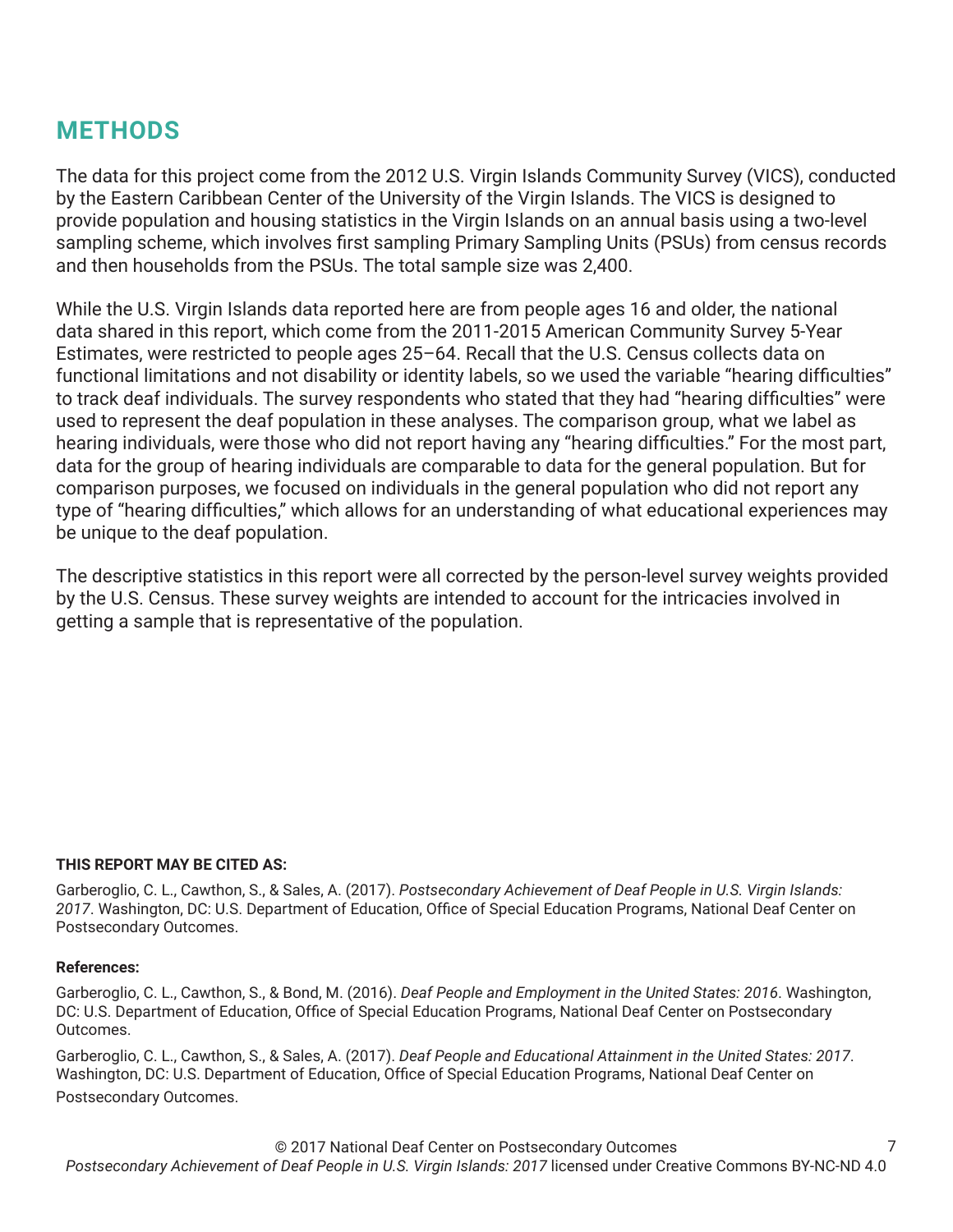## METHODS

The data for this project come from the 2012 U.S. Virgin Islands Community Survey (VICS), conducted by the Eastern Caribbean Center of the University of the Virgin Islands. The VICS is designed to provide population and housing statistics in the Virgin Islands on an annual basis using a two-level sampling scheme, which involves first sampling Primary Sampling Units (PSUs) from census records and then households from the PSUs. The total sample size was 2,400.

While the U.S. Virgin Islands data reported here are from people ages 16 and older, the national data shared in this report, which come from the 2011-2015 American Community Survey 5-Year Estimates, were restricted to people ages 25–64. Recall that the U.S. Census collects data on functional limitations and not disability or identity labels, so we used the variable "hearing difficulties" to track deaf individuals. The survey respondents who stated that they had "hearing difficulties" were used to represent the deaf population in these analyses. The comparison group, what we label as hearing individuals, were those who did not report having any "hearing difficulties." For the most part, data for the group of hearing individuals are comparable to data for the general population. But for comparison purposes, we focused on individuals in the general population who did not report any type of "hearing difficulties," which allows for an understanding of what educational experiences may be unique to the deaf population.

The descriptive statistics in this report were all corrected by the person-level survey weights provided by the U.S. Census. These survey weights are intended to account for the intricacies involved in getting a sample that is representative of the population.

**THIS REPORT MAY BE CITED AS:**

Garberoglio, C. L., Cawthon, S., & Sales, A. (2017). *Postsecondary Achievement of Deaf People in U.S. Virgin Islands: 2017*. Washington, DC: U.S. Department of Education, Office of Special Education Programs, National Deaf Center on Postsecondary Outcomes.

**References:**

Garberoglio, C. L., Cawthon, S., & Bond, M. (2016). *Deaf People and Employment in the United States: 2016*. Washington, DC: U.S. Department of Education, Office of Special Education Programs, National Deaf Center on Postsecondary Outcomes.

Garberoglio, C. L., Cawthon, S., & Sales, A. (2017). *Deaf People and Educational Attainment in the United States: 2017*. Washington, DC: U.S. Department of Education, Office of Special Education Programs, National Deaf Center on Postsecondary Outcomes.

© 2017 National Deaf Center on Postsecondary Outcomes
*Postsecondary Achievement of Deaf People in U.S. Virgin Islands: 2017* licensed under Creative Commons BY-NC-ND 4.0